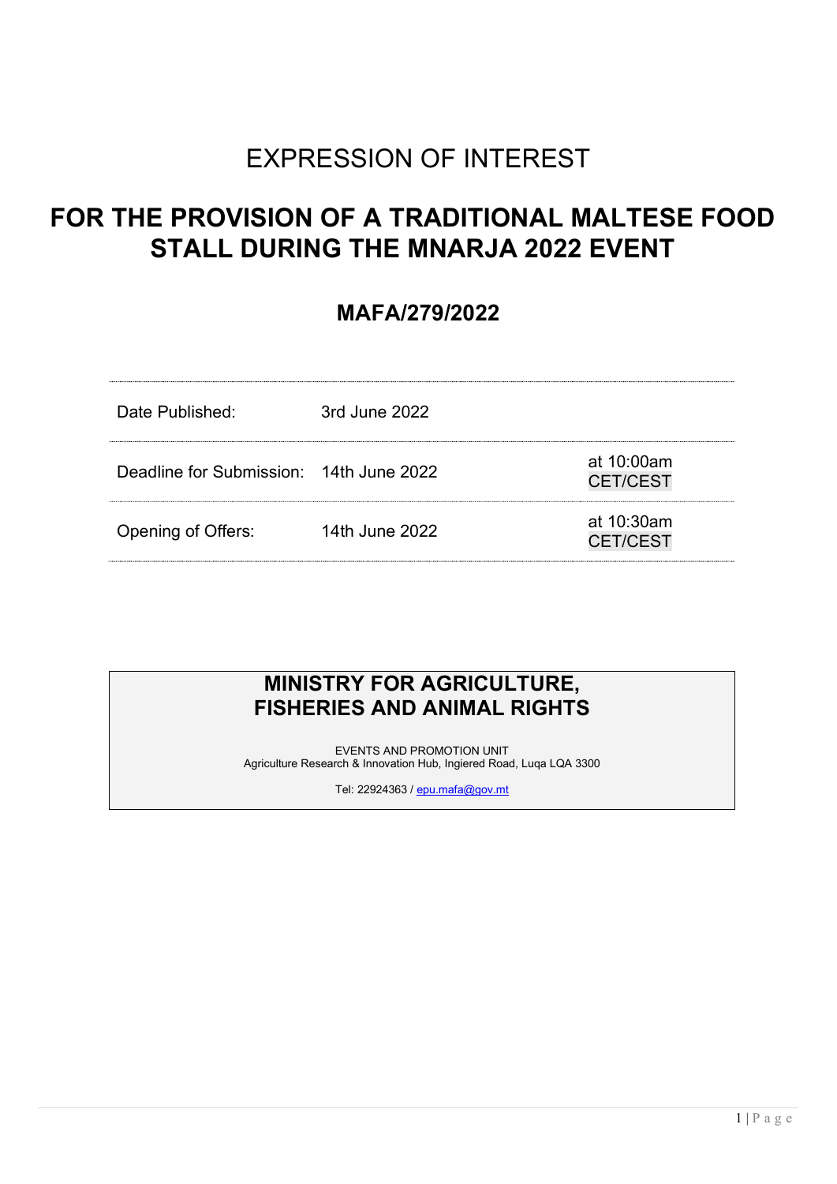# EXPRESSION OF INTEREST

# FOR THE PROVISION OF A TRADITIONAL MALTESE FOOD STALL DURING THE MNARJA 2022 EVENT

## MAFA/279/2022

| | | |
|---|---|---|
| Date Published: | 3rd June 2022 | |
| Deadline for Submission: | 14th June 2022 | at 10:00am CET/CEST |
| Opening of Offers: | 14th June 2022 | at 10:30am CET/CEST |

**MINISTRY FOR AGRICULTURE, FISHERIES AND ANIMAL RIGHTS**

EVENTS AND PROMOTION UNIT
Agriculture Research & Innovation Hub, Ingiered Road, Luqa LQA 3300

Tel: 22924363 / epu.mafa@gov.mt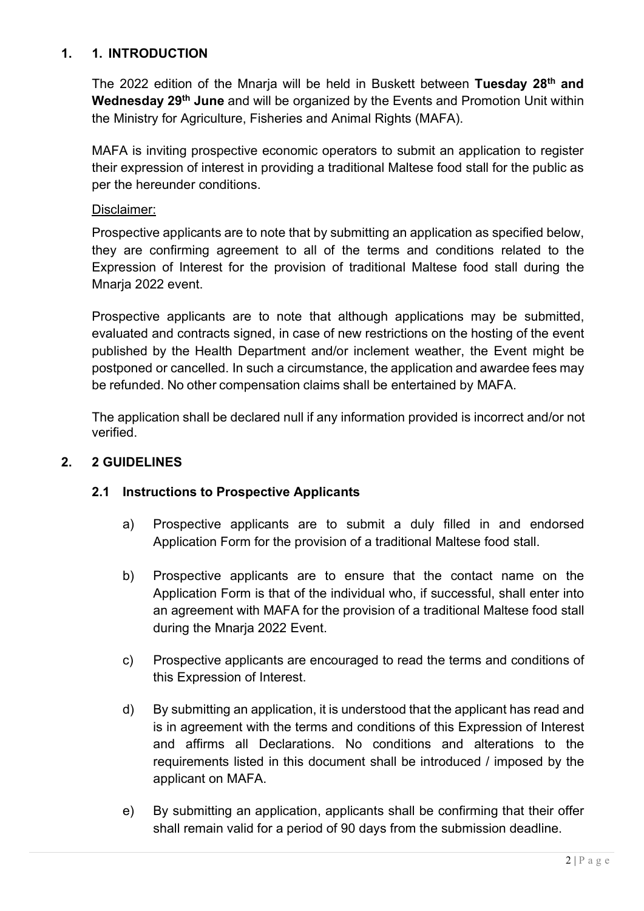## 1. 1. INTRODUCTION

The 2022 edition of the Mnarja will be held in Buskett between **Tuesday 28th and Wednesday 29th June** and will be organized by the Events and Promotion Unit within the Ministry for Agriculture, Fisheries and Animal Rights (MAFA).

MAFA is inviting prospective economic operators to submit an application to register their expression of interest in providing a traditional Maltese food stall for the public as per the hereunder conditions.

Disclaimer:

Prospective applicants are to note that by submitting an application as specified below, they are confirming agreement to all of the terms and conditions related to the Expression of Interest for the provision of traditional Maltese food stall during the Mnarja 2022 event.

Prospective applicants are to note that although applications may be submitted, evaluated and contracts signed, in case of new restrictions on the hosting of the event published by the Health Department and/or inclement weather, the Event might be postponed or cancelled. In such a circumstance, the application and awardee fees may be refunded. No other compensation claims shall be entertained by MAFA.

The application shall be declared null if any information provided is incorrect and/or not verified.

## 2. 2 GUIDELINES

### 2.1 Instructions to Prospective Applicants

a) Prospective applicants are to submit a duly filled in and endorsed Application Form for the provision of a traditional Maltese food stall.

b) Prospective applicants are to ensure that the contact name on the Application Form is that of the individual who, if successful, shall enter into an agreement with MAFA for the provision of a traditional Maltese food stall during the Mnarja 2022 Event.

c) Prospective applicants are encouraged to read the terms and conditions of this Expression of Interest.

d) By submitting an application, it is understood that the applicant has read and is in agreement with the terms and conditions of this Expression of Interest and affirms all Declarations. No conditions and alterations to the requirements listed in this document shall be introduced / imposed by the applicant on MAFA.

e) By submitting an application, applicants shall be confirming that their offer shall remain valid for a period of 90 days from the submission deadline.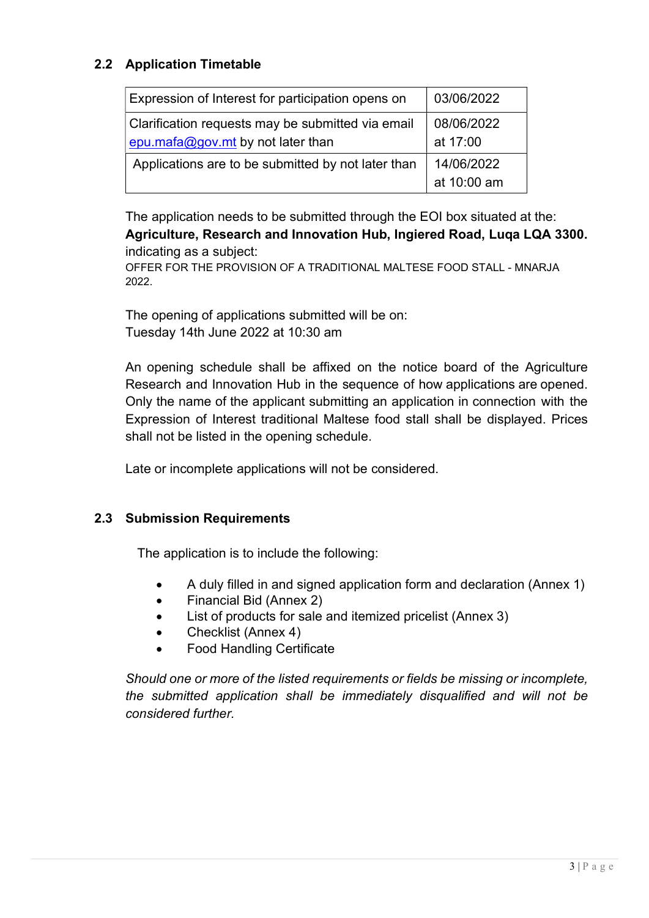## 2.2 Application Timetable

| Expression of Interest for participation opens on | 03/06/2022 |
|---|---|
| Clarification requests may be submitted via email epu.mafa@gov.mt by not later than | 08/06/2022 at 17:00 |
| Applications are to be submitted by not later than | 14/06/2022 at 10:00 am |

The application needs to be submitted through the EOI box situated at the:
**Agriculture, Research and Innovation Hub, Ingiered Road, Luqa LQA 3300.**
indicating as a subject:
OFFER FOR THE PROVISION OF A TRADITIONAL MALTESE FOOD STALL - MNARJA 2022.

The opening of applications submitted will be on:
Tuesday 14th June 2022 at 10:30 am

An opening schedule shall be affixed on the notice board of the Agriculture Research and Innovation Hub in the sequence of how applications are opened. Only the name of the applicant submitting an application in connection with the Expression of Interest traditional Maltese food stall shall be displayed. Prices shall not be listed in the opening schedule.

Late or incomplete applications will not be considered.

## 2.3 Submission Requirements

The application is to include the following:

- A duly filled in and signed application form and declaration (Annex 1)
- Financial Bid (Annex 2)
- List of products for sale and itemized pricelist (Annex 3)
- Checklist (Annex 4)
- Food Handling Certificate

*Should one or more of the listed requirements or fields be missing or incomplete, the submitted application shall be immediately disqualified and will not be considered further.*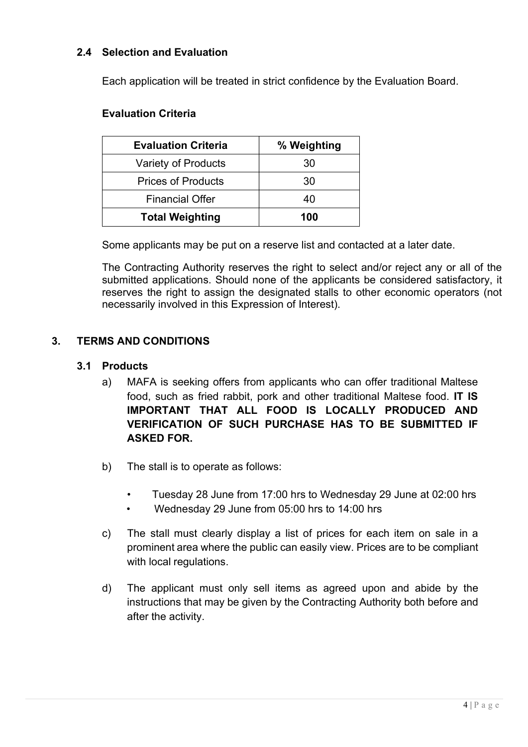### 2.4 Selection and Evaluation

Each application will be treated in strict confidence by the Evaluation Board.

**Evaluation Criteria**

| Evaluation Criteria | % Weighting |
|---|---|
| Variety of Products | 30 |
| Prices of Products | 30 |
| Financial Offer | 40 |
| **Total Weighting** | **100** |

Some applicants may be put on a reserve list and contacted at a later date.

The Contracting Authority reserves the right to select and/or reject any or all of the submitted applications. Should none of the applicants be considered satisfactory, it reserves the right to assign the designated stalls to other economic operators (not necessarily involved in this Expression of Interest).

## 3. TERMS AND CONDITIONS

### 3.1 Products

a) MAFA is seeking offers from applicants who can offer traditional Maltese food, such as fried rabbit, pork and other traditional Maltese food. **IT IS IMPORTANT THAT ALL FOOD IS LOCALLY PRODUCED AND VERIFICATION OF SUCH PURCHASE HAS TO BE SUBMITTED IF ASKED FOR.**

b) The stall is to operate as follows:

- Tuesday 28 June from 17:00 hrs to Wednesday 29 June at 02:00 hrs
- Wednesday 29 June from 05:00 hrs to 14:00 hrs

c) The stall must clearly display a list of prices for each item on sale in a prominent area where the public can easily view. Prices are to be compliant with local regulations.

d) The applicant must only sell items as agreed upon and abide by the instructions that may be given by the Contracting Authority both before and after the activity.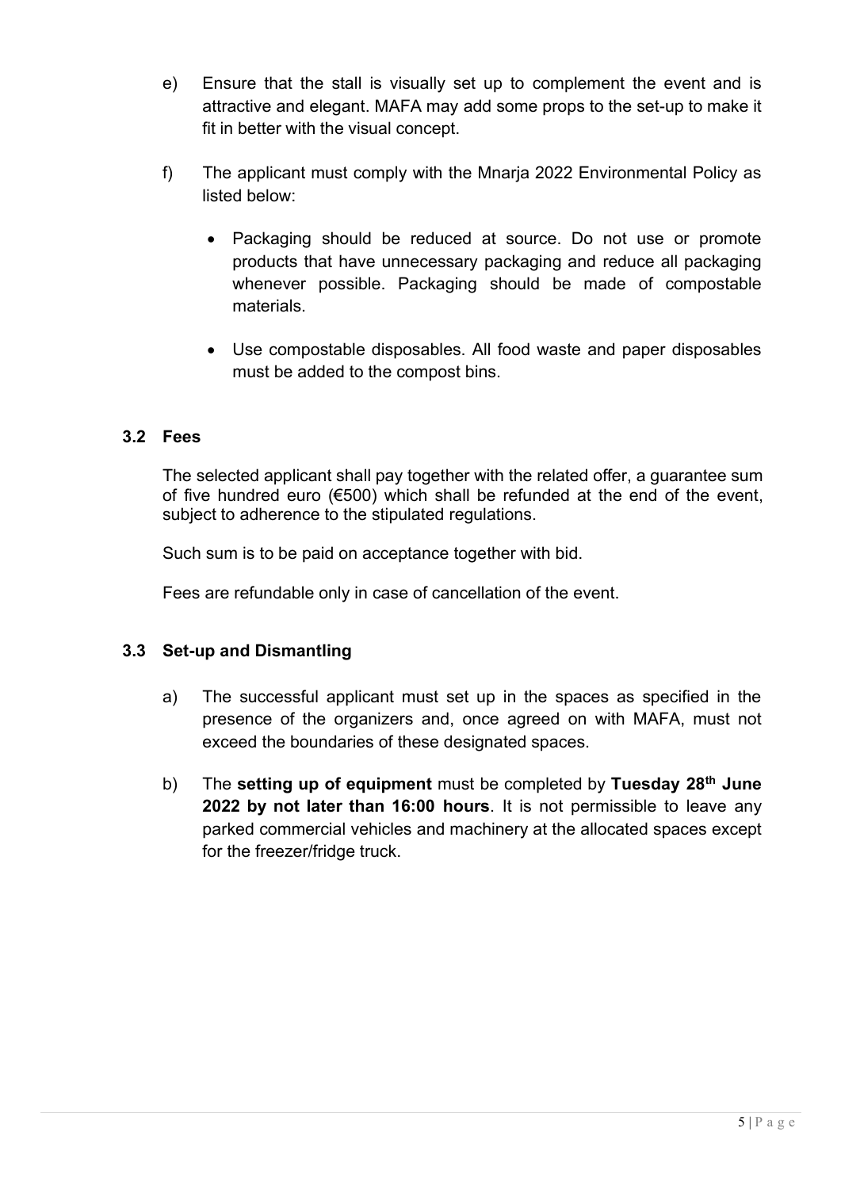e) Ensure that the stall is visually set up to complement the event and is attractive and elegant. MAFA may add some props to the set-up to make it fit in better with the visual concept.

f) The applicant must comply with the Mnarja 2022 Environmental Policy as listed below:

   - Packaging should be reduced at source. Do not use or promote products that have unnecessary packaging and reduce all packaging whenever possible. Packaging should be made of compostable materials.

   - Use compostable disposables. All food waste and paper disposables must be added to the compost bins.

### 3.2 Fees

The selected applicant shall pay together with the related offer, a guarantee sum of five hundred euro (€500) which shall be refunded at the end of the event, subject to adherence to the stipulated regulations.

Such sum is to be paid on acceptance together with bid.

Fees are refundable only in case of cancellation of the event.

### 3.3 Set-up and Dismantling

a) The successful applicant must set up in the spaces as specified in the presence of the organizers and, once agreed on with MAFA, must not exceed the boundaries of these designated spaces.

b) The **setting up of equipment** must be completed by **Tuesday 28th June 2022 by not later than 16:00 hours**. It is not permissible to leave any parked commercial vehicles and machinery at the allocated spaces except for the freezer/fridge truck.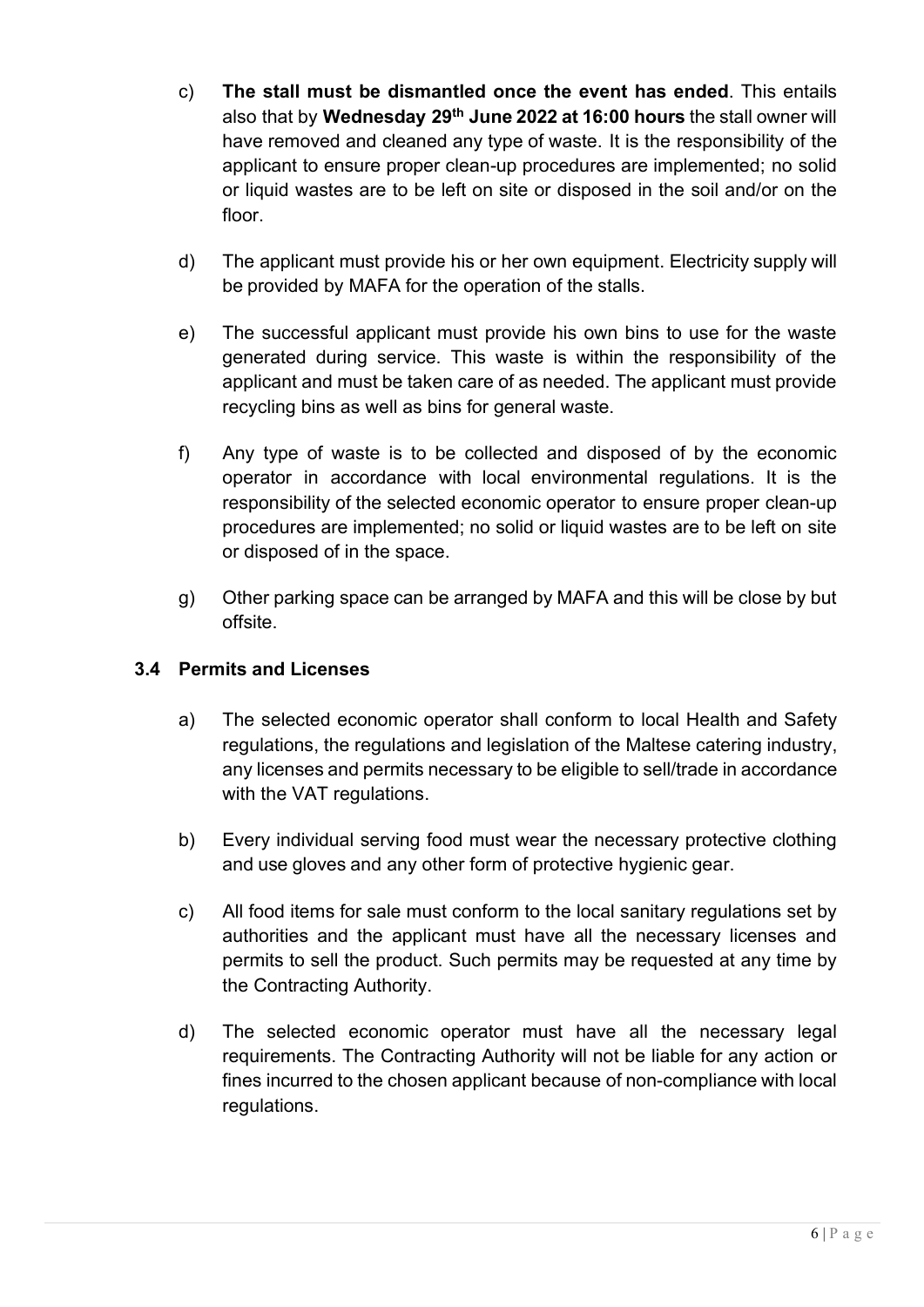c) **The stall must be dismantled once the event has ended**. This entails also that by **Wednesday 29th June 2022 at 16:00 hours** the stall owner will have removed and cleaned any type of waste. It is the responsibility of the applicant to ensure proper clean-up procedures are implemented; no solid or liquid wastes are to be left on site or disposed in the soil and/or on the floor.

d) The applicant must provide his or her own equipment. Electricity supply will be provided by MAFA for the operation of the stalls.

e) The successful applicant must provide his own bins to use for the waste generated during service. This waste is within the responsibility of the applicant and must be taken care of as needed. The applicant must provide recycling bins as well as bins for general waste.

f) Any type of waste is to be collected and disposed of by the economic operator in accordance with local environmental regulations. It is the responsibility of the selected economic operator to ensure proper clean-up procedures are implemented; no solid or liquid wastes are to be left on site or disposed of in the space.

g) Other parking space can be arranged by MAFA and this will be close by but offsite.

### 3.4 Permits and Licenses

a) The selected economic operator shall conform to local Health and Safety regulations, the regulations and legislation of the Maltese catering industry, any licenses and permits necessary to be eligible to sell/trade in accordance with the VAT regulations.

b) Every individual serving food must wear the necessary protective clothing and use gloves and any other form of protective hygienic gear.

c) All food items for sale must conform to the local sanitary regulations set by authorities and the applicant must have all the necessary licenses and permits to sell the product. Such permits may be requested at any time by the Contracting Authority.

d) The selected economic operator must have all the necessary legal requirements. The Contracting Authority will not be liable for any action or fines incurred to the chosen applicant because of non-compliance with local regulations.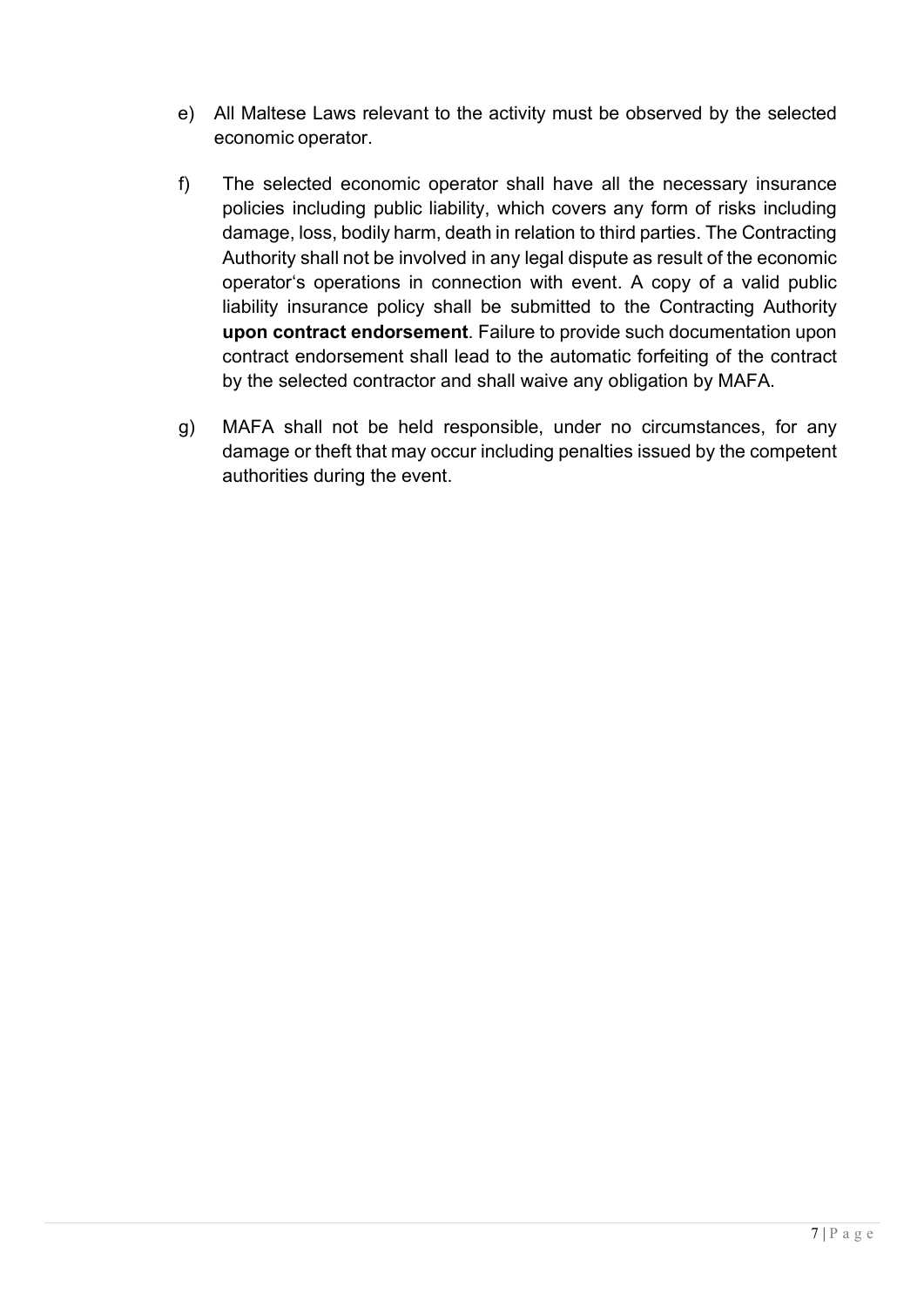e) All Maltese Laws relevant to the activity must be observed by the selected economic operator.

f) The selected economic operator shall have all the necessary insurance policies including public liability, which covers any form of risks including damage, loss, bodily harm, death in relation to third parties. The Contracting Authority shall not be involved in any legal dispute as result of the economic operator's operations in connection with event. A copy of a valid public liability insurance policy shall be submitted to the Contracting Authority **upon contract endorsement**. Failure to provide such documentation upon contract endorsement shall lead to the automatic forfeiting of the contract by the selected contractor and shall waive any obligation by MAFA.

g) MAFA shall not be held responsible, under no circumstances, for any damage or theft that may occur including penalties issued by the competent authorities during the event.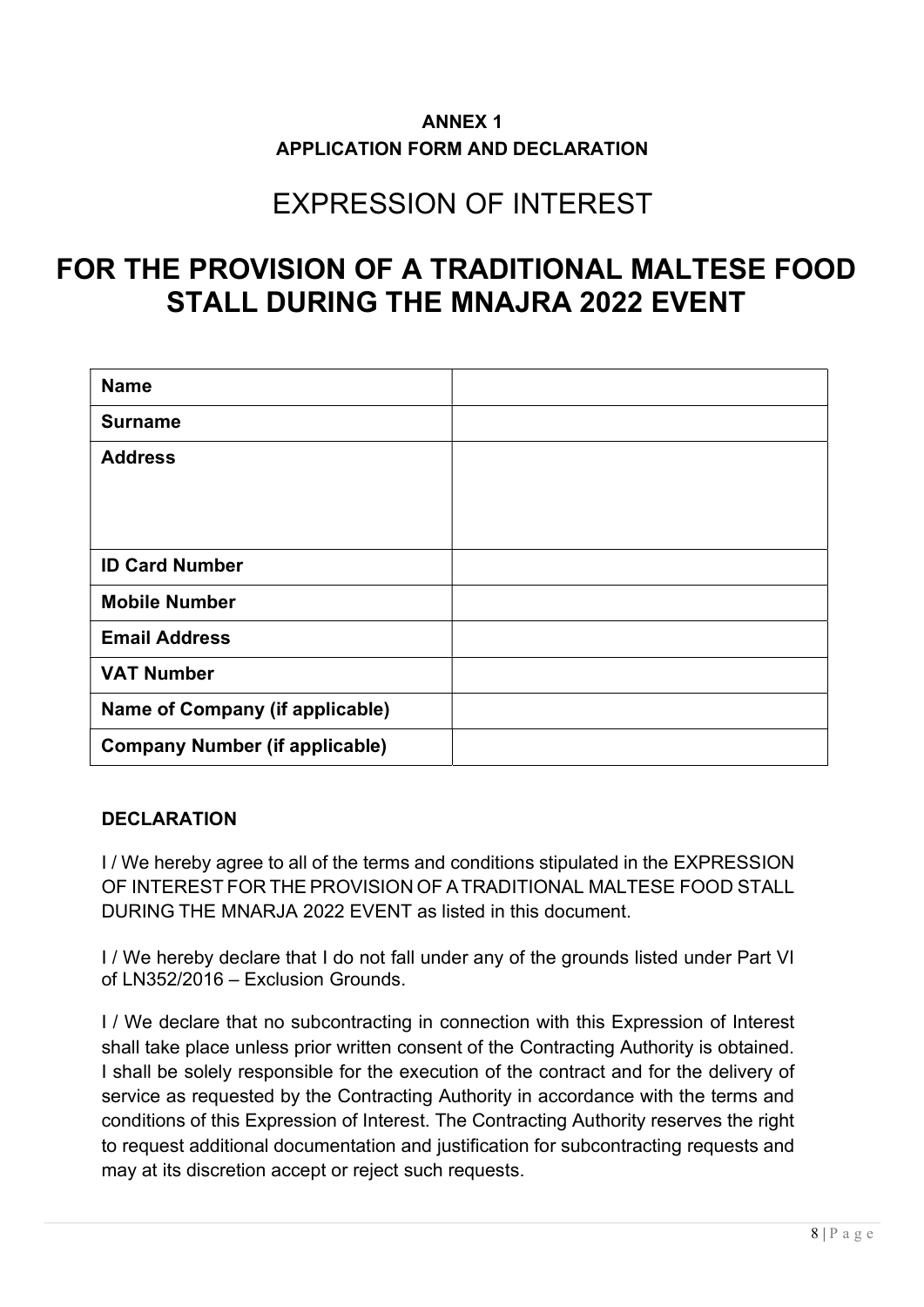**ANNEX 1**

**APPLICATION FORM AND DECLARATION**

# EXPRESSION OF INTEREST

# FOR THE PROVISION OF A TRADITIONAL MALTESE FOOD STALL DURING THE MNAJRA 2022 EVENT

| | |
|---|---|
| **Name** | |
| **Surname** | |
| **Address** | |
| **ID Card Number** | |
| **Mobile Number** | |
| **Email Address** | |
| **VAT Number** | |
| **Name of Company (if applicable)** | |
| **Company Number (if applicable)** | |

**DECLARATION**

I / We hereby agree to all of the terms and conditions stipulated in the EXPRESSION OF INTEREST FOR THE PROVISION OF A TRADITIONAL MALTESE FOOD STALL DURING THE MNARJA 2022 EVENT as listed in this document.

I / We hereby declare that I do not fall under any of the grounds listed under Part VI of LN352/2016 – Exclusion Grounds.

I / We declare that no subcontracting in connection with this Expression of Interest shall take place unless prior written consent of the Contracting Authority is obtained. I shall be solely responsible for the execution of the contract and for the delivery of service as requested by the Contracting Authority in accordance with the terms and conditions of this Expression of Interest. The Contracting Authority reserves the right to request additional documentation and justification for subcontracting requests and may at its discretion accept or reject such requests.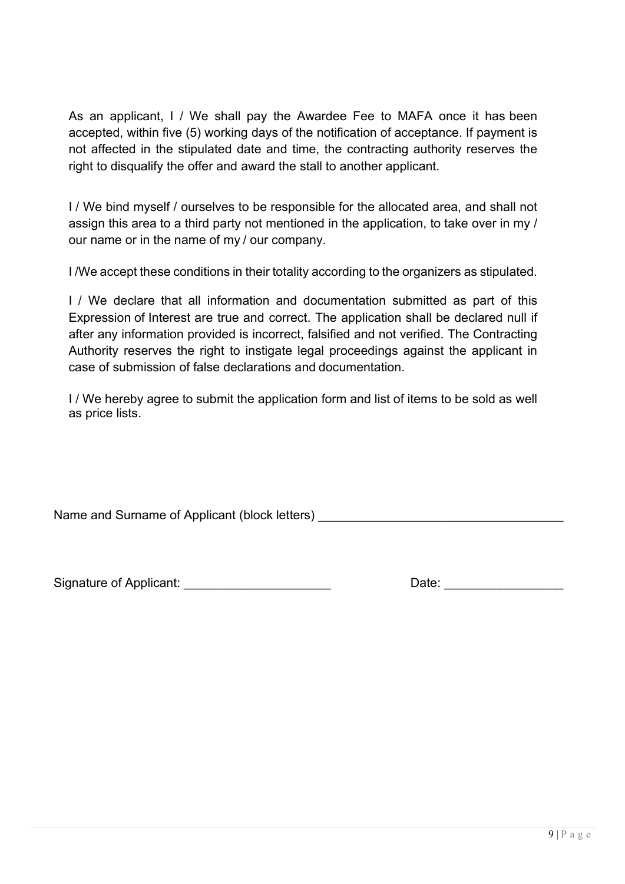As an applicant, I / We shall pay the Awardee Fee to MAFA once it has been accepted, within five (5) working days of the notification of acceptance. If payment is not affected in the stipulated date and time, the contracting authority reserves the right to disqualify the offer and award the stall to another applicant.

I / We bind myself / ourselves to be responsible for the allocated area, and shall not assign this area to a third party not mentioned in the application, to take over in my / our name or in the name of my / our company.

I /We accept these conditions in their totality according to the organizers as stipulated.

I / We declare that all information and documentation submitted as part of this Expression of Interest are true and correct. The application shall be declared null if after any information provided is incorrect, falsified and not verified. The Contracting Authority reserves the right to instigate legal proceedings against the applicant in case of submission of false declarations and documentation.

I / We hereby agree to submit the application form and list of items to be sold as well as price lists.

Name and Surname of Applicant (block letters) ___________________________________

Signature of Applicant: _____________________ Date: _________________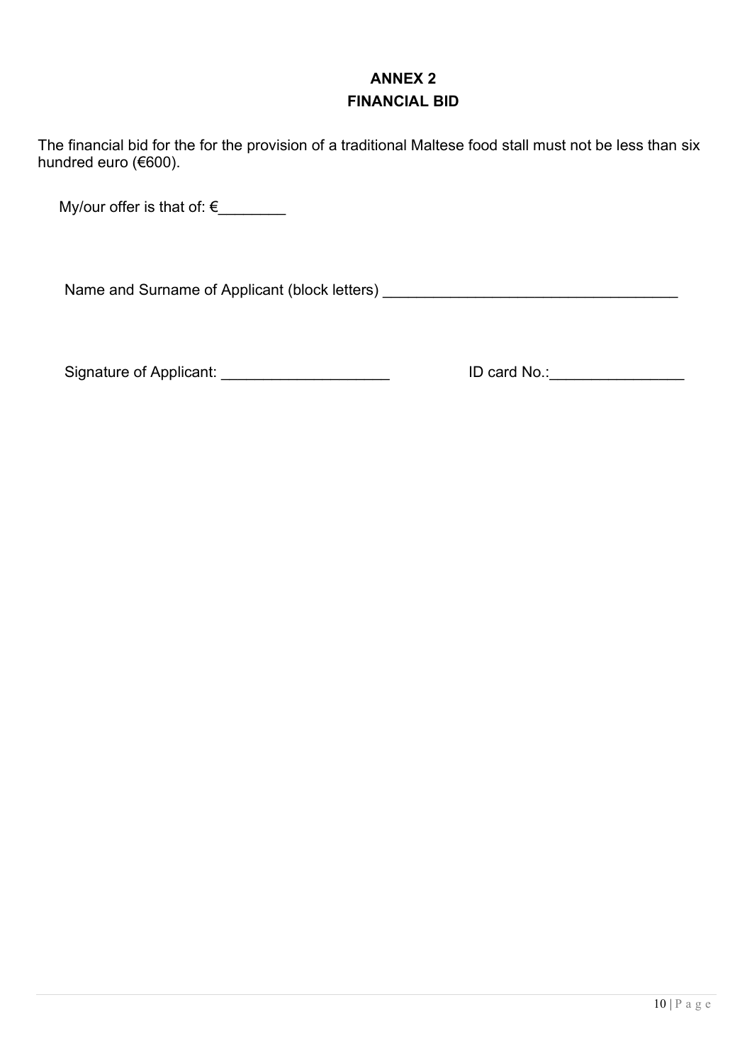# ANNEX 2

## FINANCIAL BID

The financial bid for the for the provision of a traditional Maltese food stall must not be less than six hundred euro (€600).

My/our offer is that of: €________

Name and Surname of Applicant (block letters) ___________________________________

Signature of Applicant: ____________________ ID card No.:________________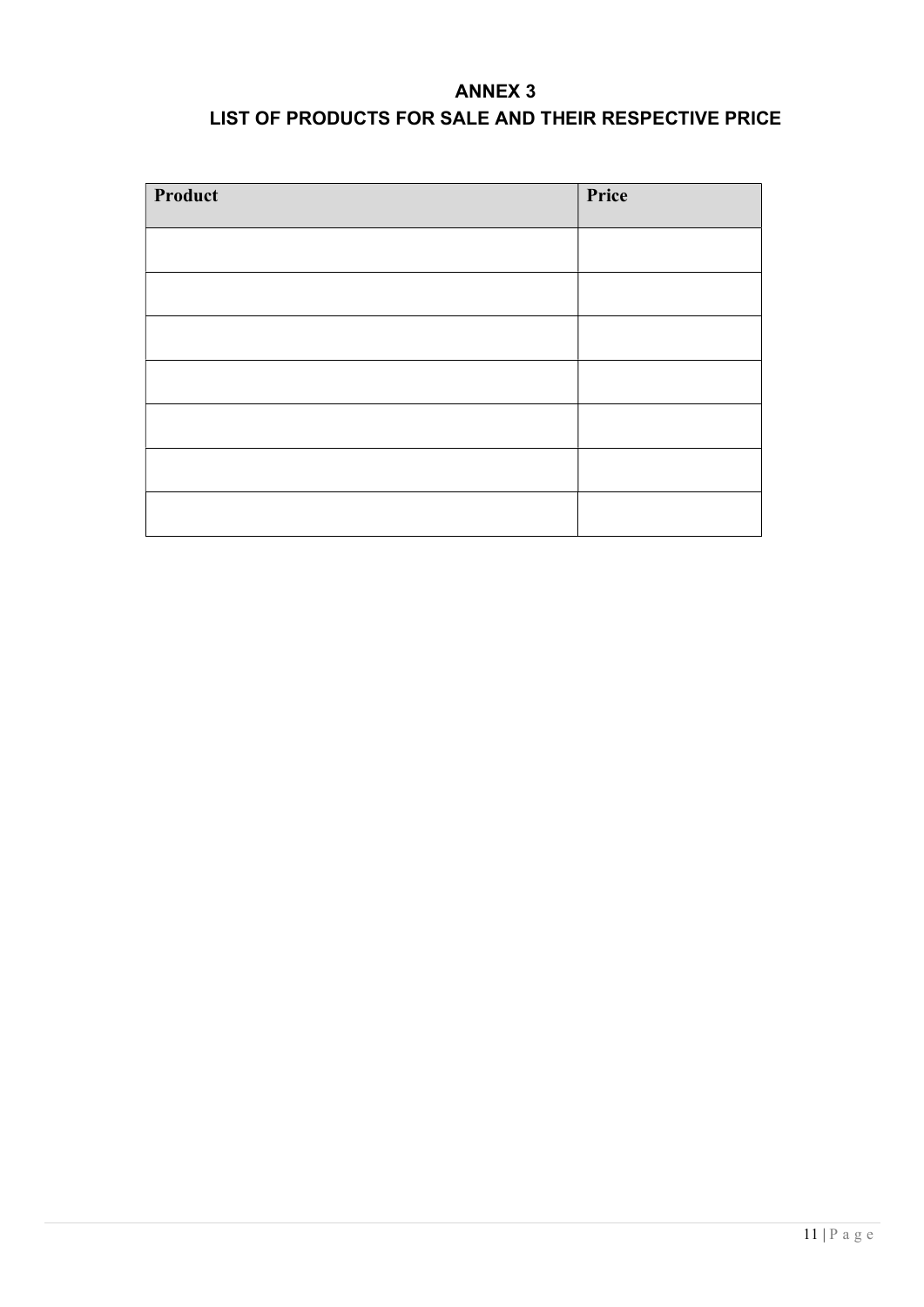# ANNEX 3

## LIST OF PRODUCTS FOR SALE AND THEIR RESPECTIVE PRICE

| Product | Price |
| --- | --- |
| | |
| | |
| | |
| | |
| | |
| | |
| | |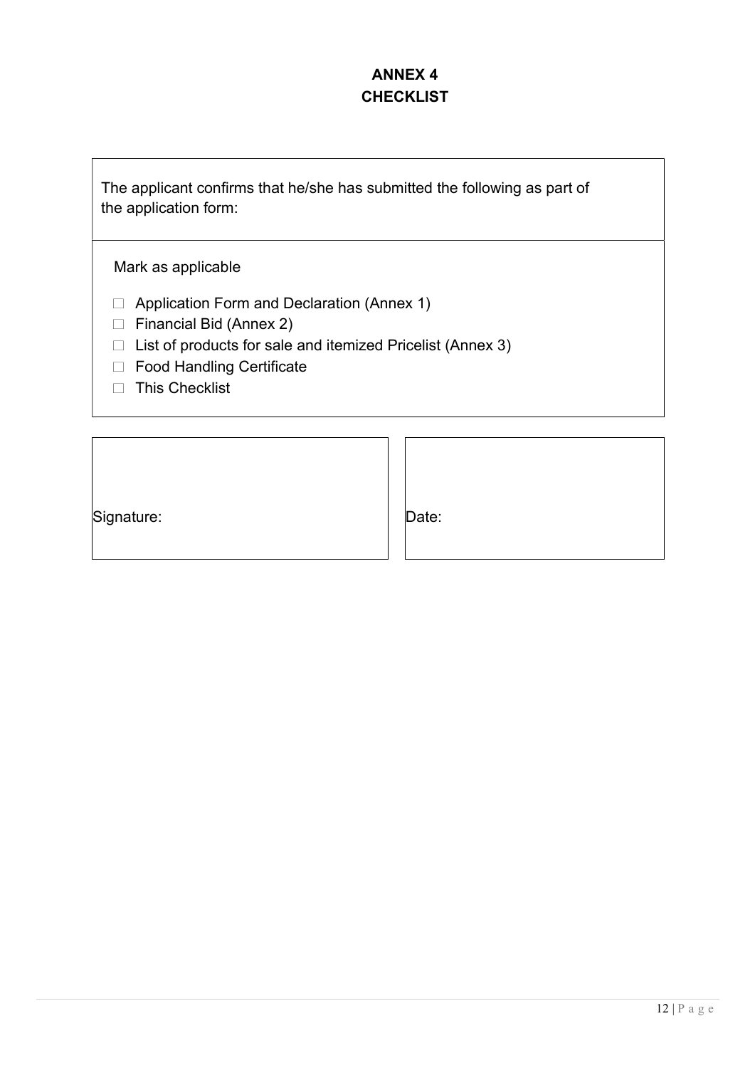# ANNEX 4
# CHECKLIST

The applicant confirms that he/she has submitted the following as part of the application form:

Mark as applicable

- ☐ Application Form and Declaration (Annex 1)
- ☐ Financial Bid (Annex 2)
- ☐ List of products for sale and itemized Pricelist (Annex 3)
- ☐ Food Handling Certificate
- ☐ This Checklist

| | |
|---|---|
| Signature: | Date: |